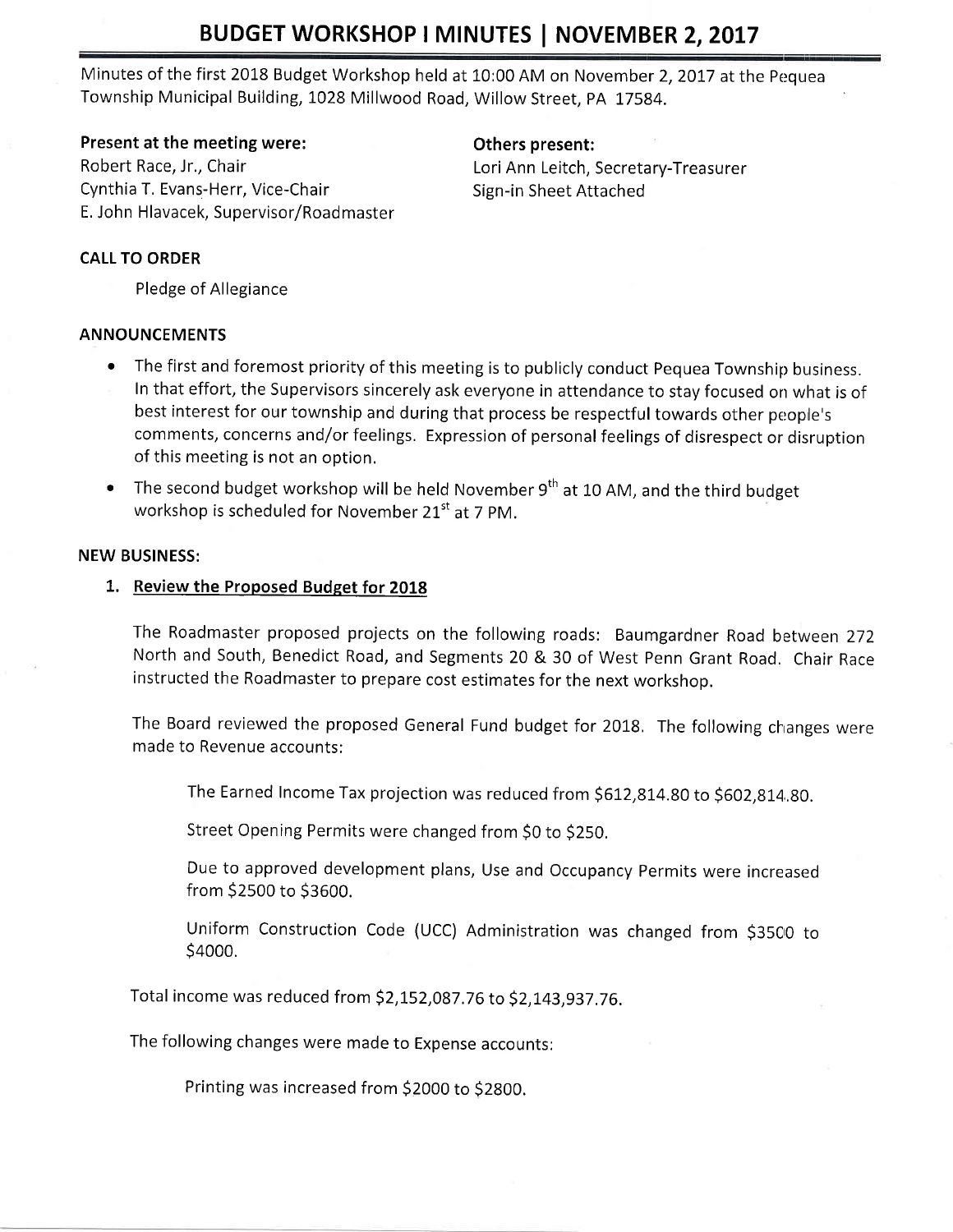# BUDGET WORKSHOP I MINUTES | NOVEMBER 2, 2017

Minutes of the first 2018 Budget Workshop held at 10:00 AM on November 2, 2017 at the Pequea Township Municipal Building, 1028 Millwood Road, Willow Street, PA 17584.

**Present at the meeting were:**
Robert Race, Jr., Chair
Cynthia T. Evans-Herr, Vice-Chair
E. John Hlavacek, Supervisor/Roadmaster

**Others present:**
Lori Ann Leitch, Secretary-Treasurer
Sign-in Sheet Attached

**CALL TO ORDER**

Pledge of Allegiance

**ANNOUNCEMENTS**

- The first and foremost priority of this meeting is to publicly conduct Pequea Township business. In that effort, the Supervisors sincerely ask everyone in attendance to stay focused on what is of best interest for our township and during that process be respectful towards other people's comments, concerns and/or feelings. Expression of personal feelings of disrespect or disruption of this meeting is not an option.
- The second budget workshop will be held November 9th at 10 AM, and the third budget workshop is scheduled for November 21st at 7 PM.

**NEW BUSINESS:**

1. **Review the Proposed Budget for 2018**

   The Roadmaster proposed projects on the following roads: Baumgardner Road between 272 North and South, Benedict Road, and Segments 20 & 30 of West Penn Grant Road. Chair Race instructed the Roadmaster to prepare cost estimates for the next workshop.

   The Board reviewed the proposed General Fund budget for 2018. The following changes were made to Revenue accounts:

   The Earned Income Tax projection was reduced from $612,814.80 to $602,814.80.

   Street Opening Permits were changed from $0 to $250.

   Due to approved development plans, Use and Occupancy Permits were increased from $2500 to $3600.

   Uniform Construction Code (UCC) Administration was changed from $3500 to $4000.

   Total income was reduced from $2,152,087.76 to $2,143,937.76.

   The following changes were made to Expense accounts:

   Printing was increased from $2000 to $2800.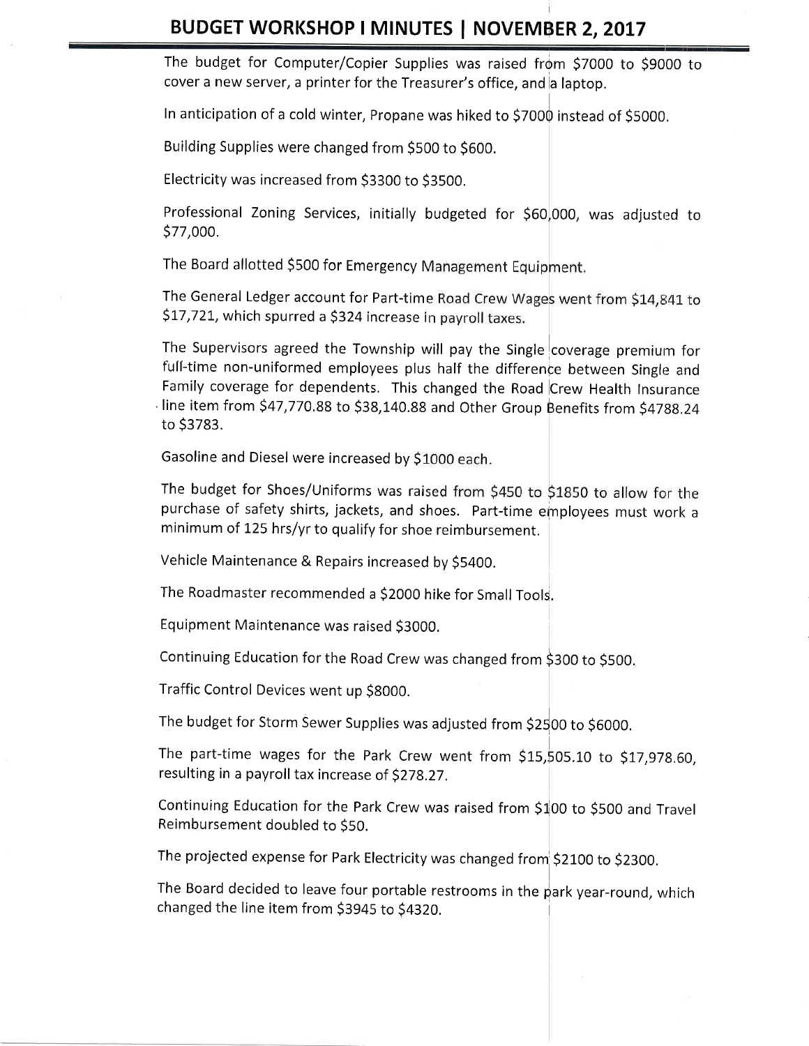The budget for Computer/Copier Supplies was raised from $7000 to $9000 to cover a new server, a printer for the Treasurer's office, and a laptop.

In anticipation of a cold winter, Propane was hiked to $7000 instead of $5000.

Building Supplies were changed from $500 to $600.

Electricity was increased from $3300 to $3500.

Professional Zoning Services, initially budgeted for $60,000, was adjusted to $77,000.

The Board allotted $500 for Emergency Management Equipment.

The General Ledger account for Part-time Road Crew Wages went from $14,841 to $17,721, which spurred a $324 increase in payroll taxes.

The Supervisors agreed the Township will pay the Single coverage premium for full-time non-uniformed employees plus half the difference between Single and Family coverage for dependents. This changed the Road Crew Health Insurance line item from $47,770.88 to $38,140.88 and Other Group Benefits from $4788.24 to $3783.

Gasoline and Diesel were increased by $1000 each.

The budget for Shoes/Uniforms was raised from $450 to $1850 to allow for the purchase of safety shirts, jackets, and shoes. Part-time employees must work a minimum of 125 hrs/yr to qualify for shoe reimbursement.

Vehicle Maintenance & Repairs increased by $5400.

The Roadmaster recommended a $2000 hike for Small Tools.

Equipment Maintenance was raised $3000.

Continuing Education for the Road Crew was changed from $300 to $500.

Traffic Control Devices went up $8000.

The budget for Storm Sewer Supplies was adjusted from $2500 to $6000.

The part-time wages for the Park Crew went from $15,505.10 to $17,978.60, resulting in a payroll tax increase of $278.27.

Continuing Education for the Park Crew was raised from $100 to $500 and Travel Reimbursement doubled to $50.

The projected expense for Park Electricity was changed from $2100 to $2300.

The Board decided to leave four portable restrooms in the park year-round, which changed the line item from $3945 to $4320.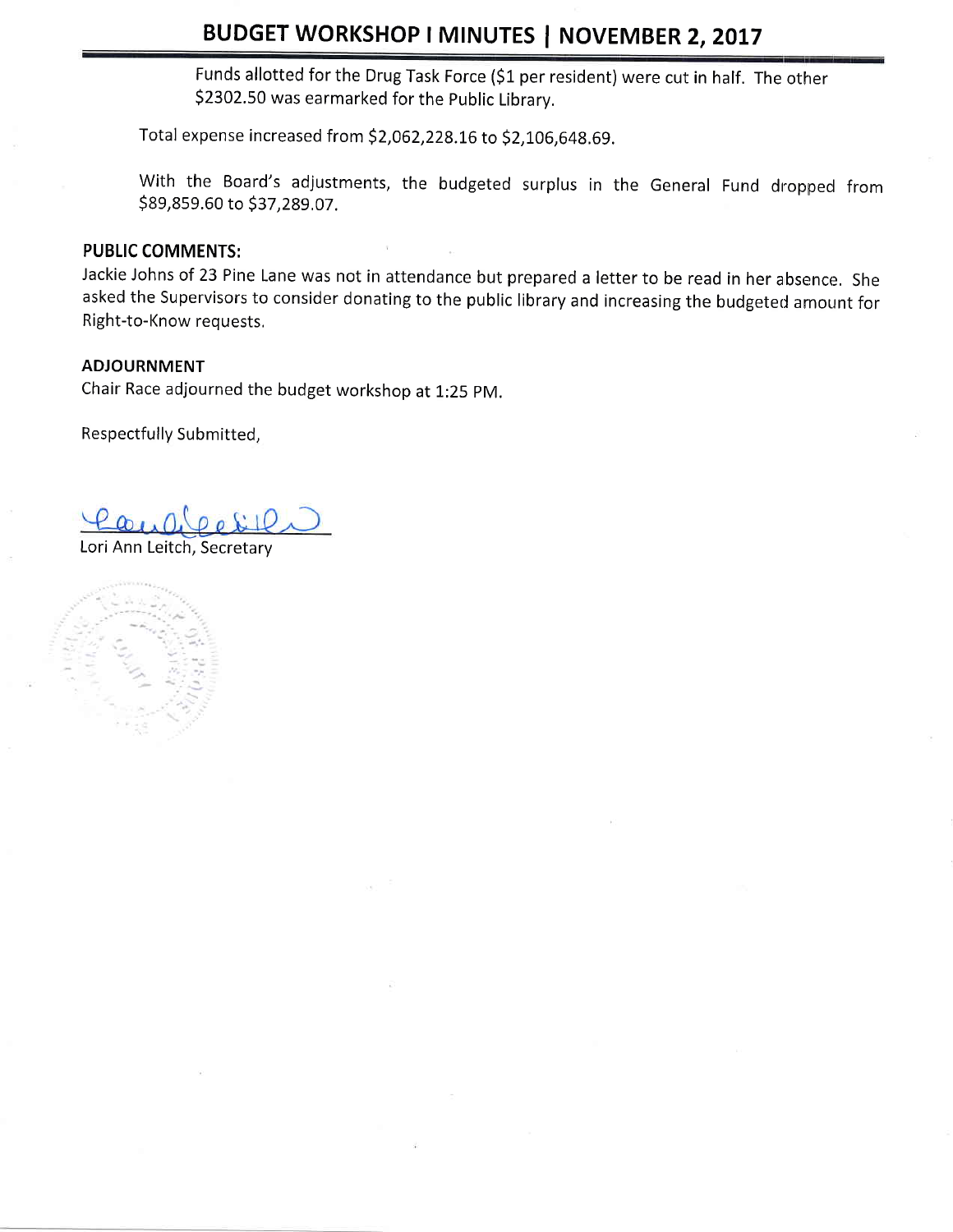Funds allotted for the Drug Task Force ($1 per resident) were cut in half. The other $2302.50 was earmarked for the Public Library.

Total expense increased from $2,062,228.16 to $2,106,648.69.

With the Board's adjustments, the budgeted surplus in the General Fund dropped from $89,859.60 to $37,289.07.

**PUBLIC COMMENTS:**

Jackie Johns of 23 Pine Lane was not in attendance but prepared a letter to be read in her absence. She asked the Supervisors to consider donating to the public library and increasing the budgeted amount for Right-to-Know requests.

**ADJOURNMENT**

Chair Race adjourned the budget workshop at 1:25 PM.

Respectfully Submitted,

Lori Ann Leitch, Secretary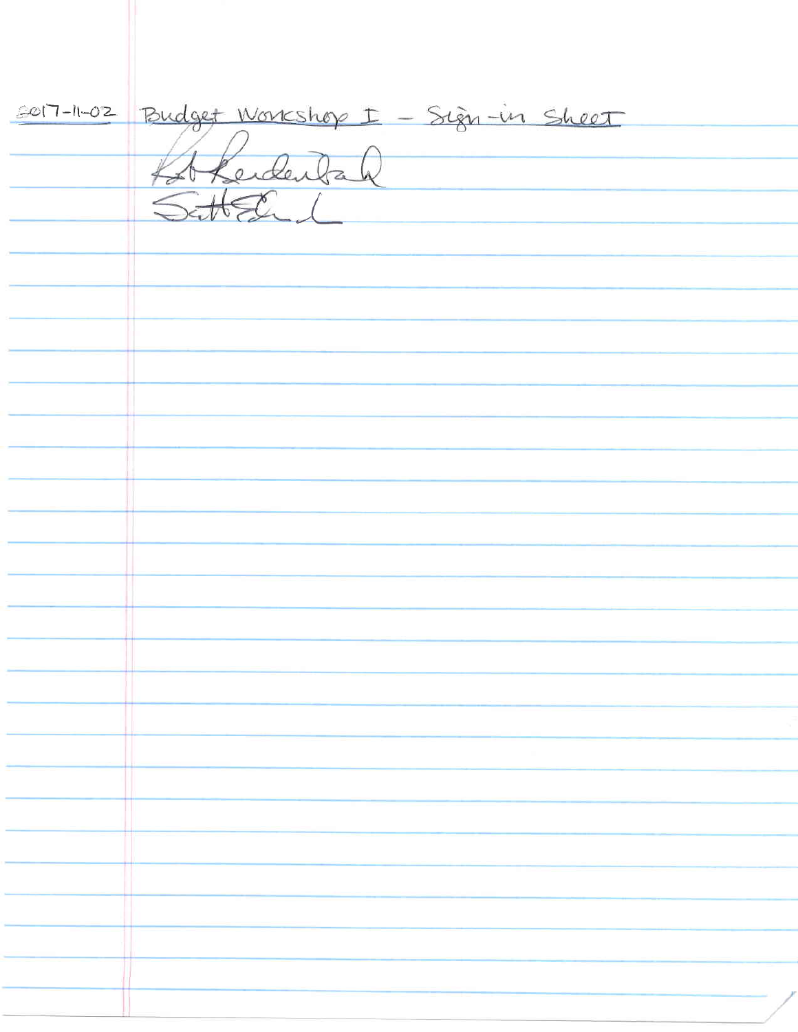2017-11-02 Budget Workshop I – Sign-in Sheet

[signature]

[signature]